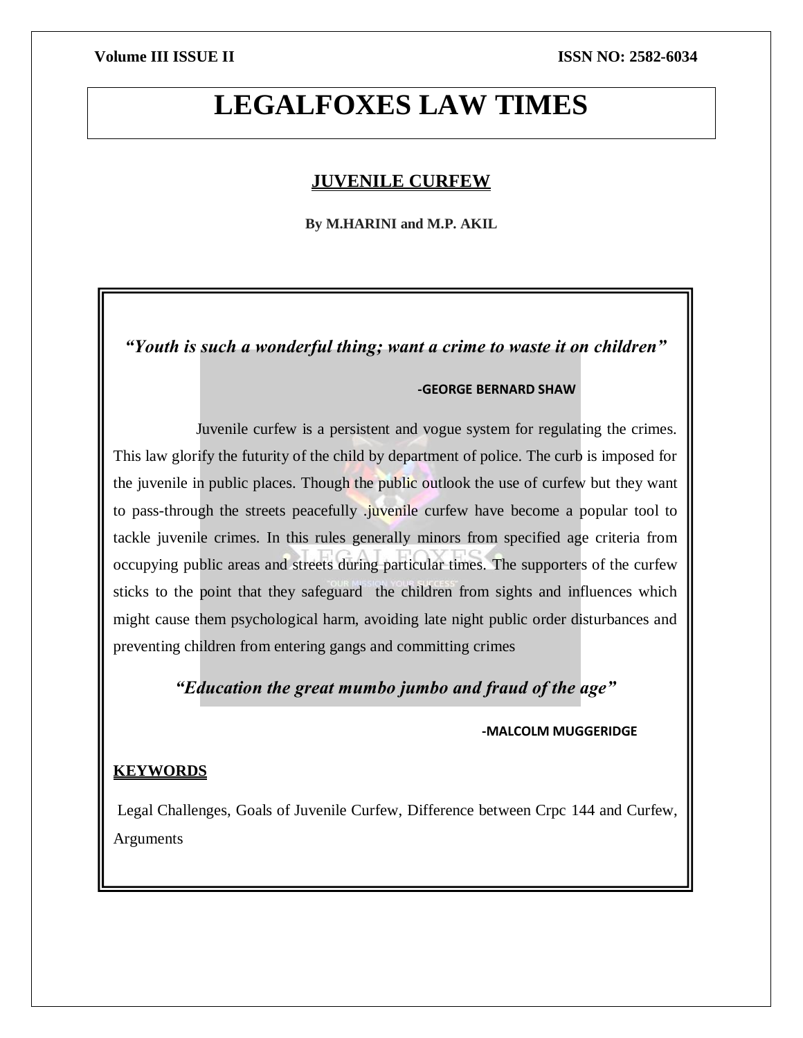# LEGALFOXES LAW TIMES

## JUVENILE CURFEW

**By M.HARINI and M.P. AKIL**

***"Youth is such a wonderful thing; want a crime to waste it on children"***

**-GEORGE BERNARD SHAW**

Juvenile curfew is a persistent and vogue system for regulating the crimes. This law glorify the futurity of the child by department of police. The curb is imposed for the juvenile in public places. Though the public outlook the use of curfew but they want to pass-through the streets peacefully .juvenile curfew have become a popular tool to tackle juvenile crimes. In this rules generally minors from specified age criteria from occupying public areas and streets during particular times. The supporters of the curfew sticks to the point that they safeguard the children from sights and influences which might cause them psychological harm, avoiding late night public order disturbances and preventing children from entering gangs and committing crimes

***"Education the great mumbo jumbo and fraud of the age"***

**-MALCOLM MUGGERIDGE**

**KEYWORDS**

Legal Challenges, Goals of Juvenile Curfew, Difference between Crpc 144 and Curfew, Arguments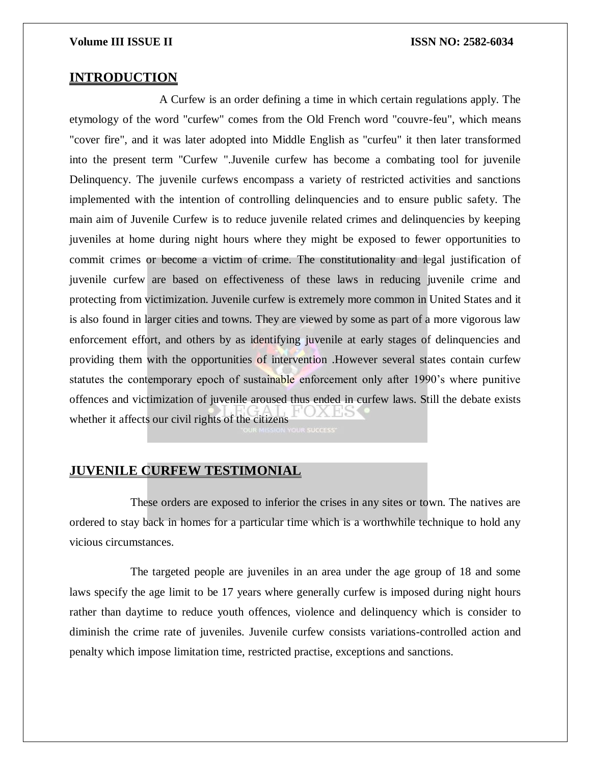## INTRODUCTION

A Curfew is an order defining a time in which certain regulations apply. The etymology of the word "curfew" comes from the Old French word "couvre-feu", which means "cover fire", and it was later adopted into Middle English as "curfeu" it then later transformed into the present term "Curfew ".Juvenile curfew has become a combating tool for juvenile Delinquency. The juvenile curfews encompass a variety of restricted activities and sanctions implemented with the intention of controlling delinquencies and to ensure public safety. The main aim of Juvenile Curfew is to reduce juvenile related crimes and delinquencies by keeping juveniles at home during night hours where they might be exposed to fewer opportunities to commit crimes or become a victim of crime. The constitutionality and legal justification of juvenile curfew are based on effectiveness of these laws in reducing juvenile crime and protecting from victimization. Juvenile curfew is extremely more common in United States and it is also found in larger cities and towns. They are viewed by some as part of a more vigorous law enforcement effort, and others by as identifying juvenile at early stages of delinquencies and providing them with the opportunities of intervention .However several states contain curfew statutes the contemporary epoch of sustainable enforcement only after 1990's where punitive offences and victimization of juvenile aroused thus ended in curfew laws. Still the debate exists whether it affects our civil rights of the citizens

## JUVENILE CURFEW TESTIMONIAL

These orders are exposed to inferior the crises in any sites or town. The natives are ordered to stay back in homes for a particular time which is a worthwhile technique to hold any vicious circumstances.

The targeted people are juveniles in an area under the age group of 18 and some laws specify the age limit to be 17 years where generally curfew is imposed during night hours rather than daytime to reduce youth offences, violence and delinquency which is consider to diminish the crime rate of juveniles. Juvenile curfew consists variations-controlled action and penalty which impose limitation time, restricted practise, exceptions and sanctions.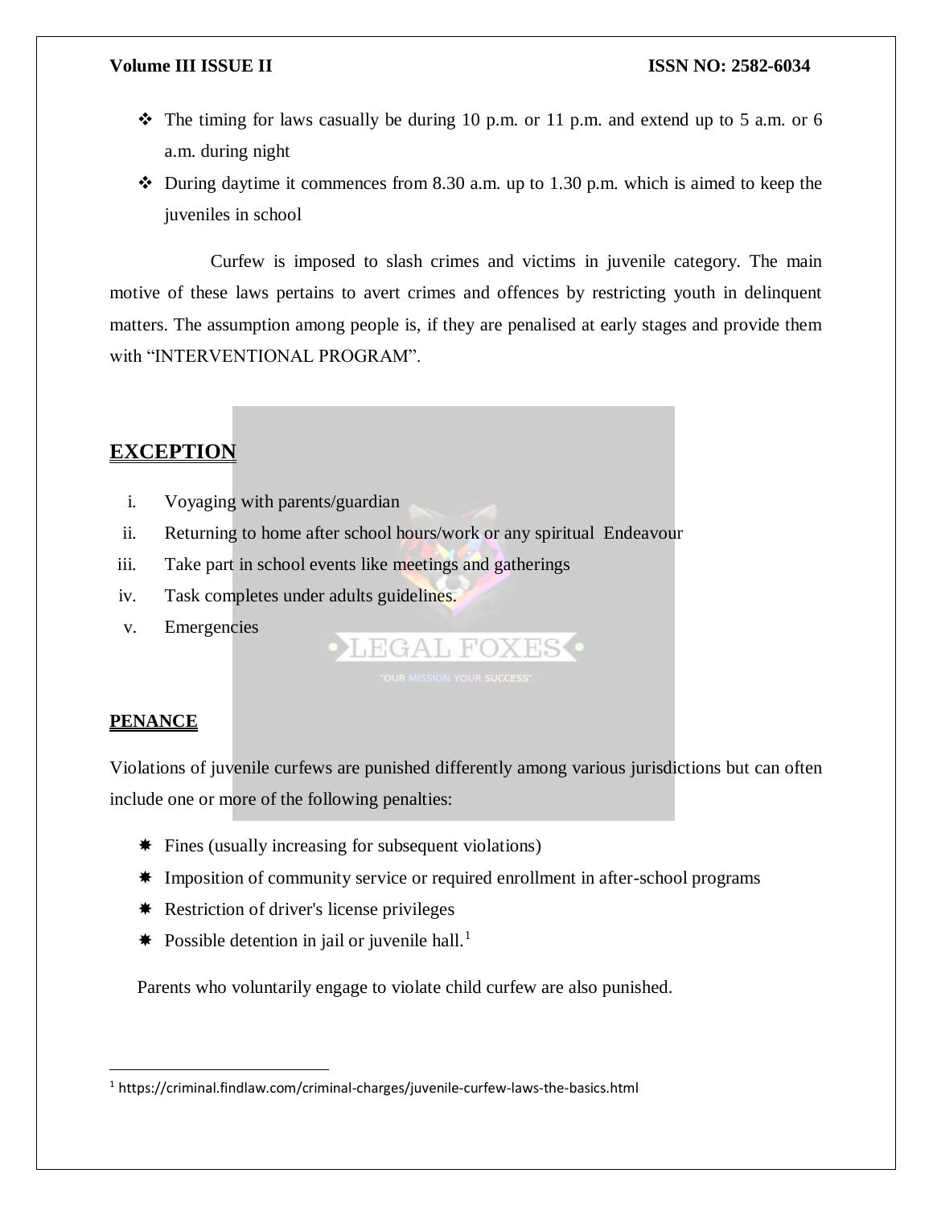- The timing for laws casually be during 10 p.m. or 11 p.m. and extend up to 5 a.m. or 6 a.m. during night
- During daytime it commences from 8.30 a.m. up to 1.30 p.m. which is aimed to keep the juveniles in school

Curfew is imposed to slash crimes and victims in juvenile category. The main motive of these laws pertains to avert crimes and offences by restricting youth in delinquent matters. The assumption among people is, if they are penalised at early stages and provide them with "INTERVENTIONAL PROGRAM".

## EXCEPTION

i. Voyaging with parents/guardian
ii. Returning to home after school hours/work or any spiritual Endeavour
iii. Take part in school events like meetings and gatherings
iv. Task completes under adults guidelines.
v. Emergencies

### PENANCE

Violations of juvenile curfews are punished differently among various jurisdictions but can often include one or more of the following penalties:

- Fines (usually increasing for subsequent violations)
- Imposition of community service or required enrollment in after-school programs
- Restriction of driver's license privileges
- Possible detention in jail or juvenile hall.[1]

Parents who voluntarily engage to violate child curfew are also punished.

[1] https://criminal.findlaw.com/criminal-charges/juvenile-curfew-laws-the-basics.html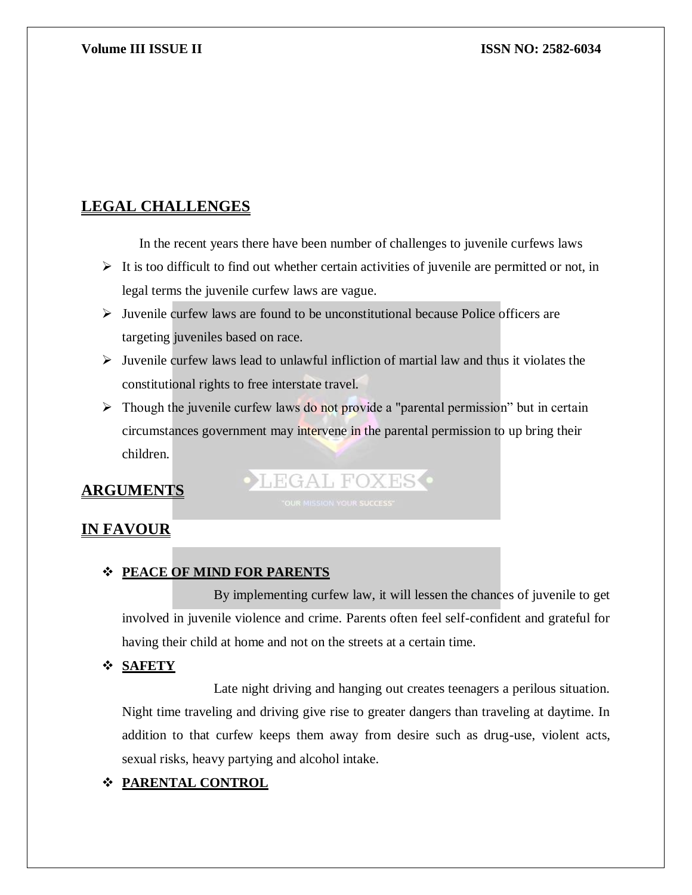## LEGAL CHALLENGES

In the recent years there have been number of challenges to juvenile curfews laws

- It is too difficult to find out whether certain activities of juvenile are permitted or not, in legal terms the juvenile curfew laws are vague.
- Juvenile curfew laws are found to be unconstitutional because Police officers are targeting juveniles based on race.
- Juvenile curfew laws lead to unlawful infliction of martial law and thus it violates the constitutional rights to free interstate travel.
- Though the juvenile curfew laws do not provide a "parental permission" but in certain circumstances government may intervene in the parental permission to up bring their children.

## ARGUMENTS

## IN FAVOUR

- **PEACE OF MIND FOR PARENTS**

  By implementing curfew law, it will lessen the chances of juvenile to get involved in juvenile violence and crime. Parents often feel self-confident and grateful for having their child at home and not on the streets at a certain time.

- **SAFETY**

  Late night driving and hanging out creates teenagers a perilous situation. Night time traveling and driving give rise to greater dangers than traveling at daytime. In addition to that curfew keeps them away from desire such as drug-use, violent acts, sexual risks, heavy partying and alcohol intake.

- **PARENTAL CONTROL**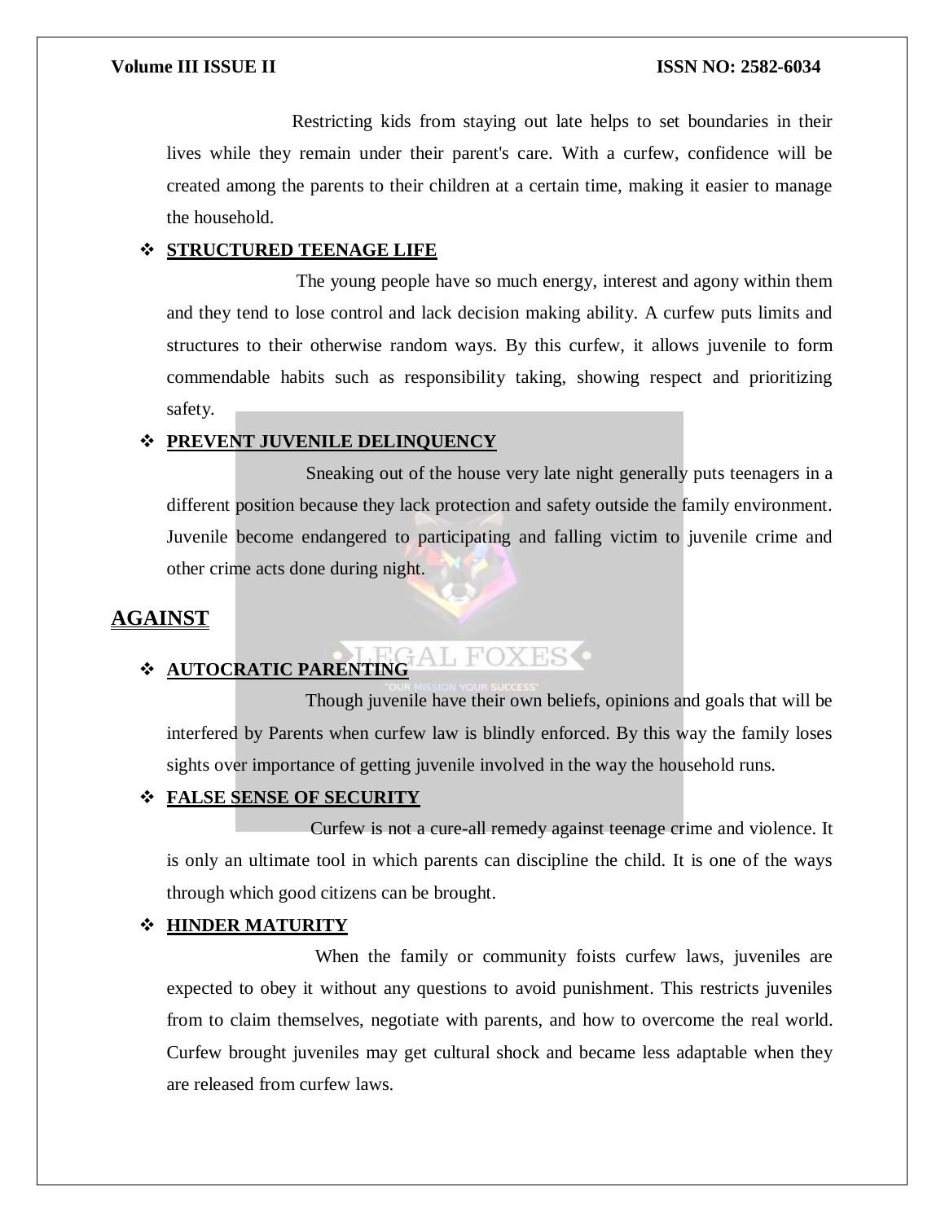Restricting kids from staying out late helps to set boundaries in their lives while they remain under their parent's care. With a curfew, confidence will be created among the parents to their children at a certain time, making it easier to manage the household.

- **STRUCTURED TEENAGE LIFE**

The young people have so much energy, interest and agony within them and they tend to lose control and lack decision making ability. A curfew puts limits and structures to their otherwise random ways. By this curfew, it allows juvenile to form commendable habits such as responsibility taking, showing respect and prioritizing safety.

- **PREVENT JUVENILE DELINQUENCY**

Sneaking out of the house very late night generally puts teenagers in a different position because they lack protection and safety outside the family environment. Juvenile become endangered to participating and falling victim to juvenile crime and other crime acts done during night.

## AGAINST

- **AUTOCRATIC PARENTING**

Though juvenile have their own beliefs, opinions and goals that will be interfered by Parents when curfew law is blindly enforced. By this way the family loses sights over importance of getting juvenile involved in the way the household runs.

- **FALSE SENSE OF SECURITY**

Curfew is not a cure-all remedy against teenage crime and violence. It is only an ultimate tool in which parents can discipline the child. It is one of the ways through which good citizens can be brought.

- **HINDER MATURITY**

When the family or community foists curfew laws, juveniles are expected to obey it without any questions to avoid punishment. This restricts juveniles from to claim themselves, negotiate with parents, and how to overcome the real world. Curfew brought juveniles may get cultural shock and became less adaptable when they are released from curfew laws.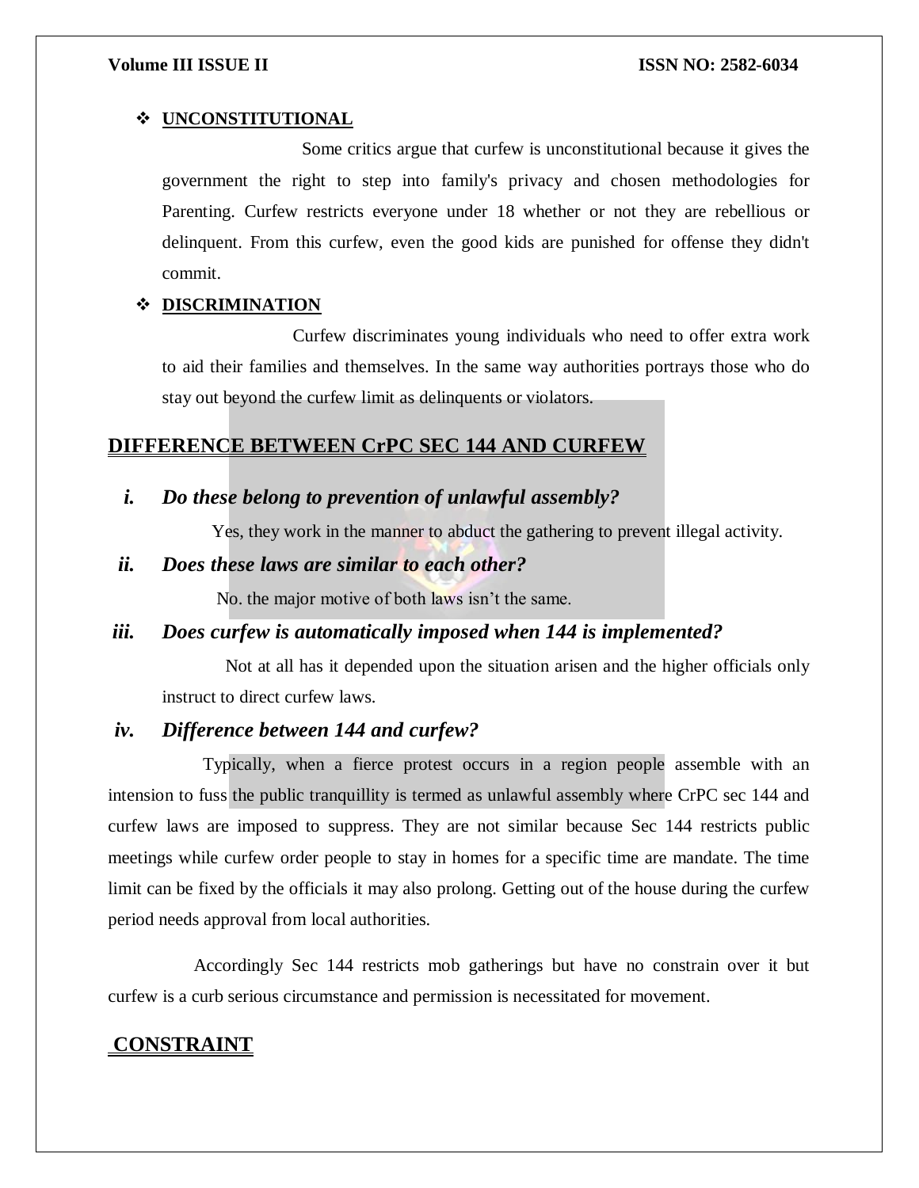- **UNCONSTITUTIONAL**

  Some critics argue that curfew is unconstitutional because it gives the government the right to step into family's privacy and chosen methodologies for Parenting. Curfew restricts everyone under 18 whether or not they are rebellious or delinquent. From this curfew, even the good kids are punished for offense they didn't commit.

- **DISCRIMINATION**

  Curfew discriminates young individuals who need to offer extra work to aid their families and themselves. In the same way authorities portrays those who do stay out beyond the curfew limit as delinquents or violators.

## DIFFERENCE BETWEEN CrPC SEC 144 AND CURFEW

i. ***Do these belong to prevention of unlawful assembly?***

   Yes, they work in the manner to abduct the gathering to prevent illegal activity.

ii. ***Does these laws are similar to each other?***

   No. the major motive of both laws isn't the same.

iii. ***Does curfew is automatically imposed when 144 is implemented?***

   Not at all has it depended upon the situation arisen and the higher officials only instruct to direct curfew laws.

iv. ***Difference between 144 and curfew?***

Typically, when a fierce protest occurs in a region people assemble with an intension to fuss the public tranquillity is termed as unlawful assembly where CrPC sec 144 and curfew laws are imposed to suppress. They are not similar because Sec 144 restricts public meetings while curfew order people to stay in homes for a specific time are mandate. The time limit can be fixed by the officials it may also prolong. Getting out of the house during the curfew period needs approval from local authorities.

Accordingly Sec 144 restricts mob gatherings but have no constrain over it but curfew is a curb serious circumstance and permission is necessitated for movement.

## CONSTRAINT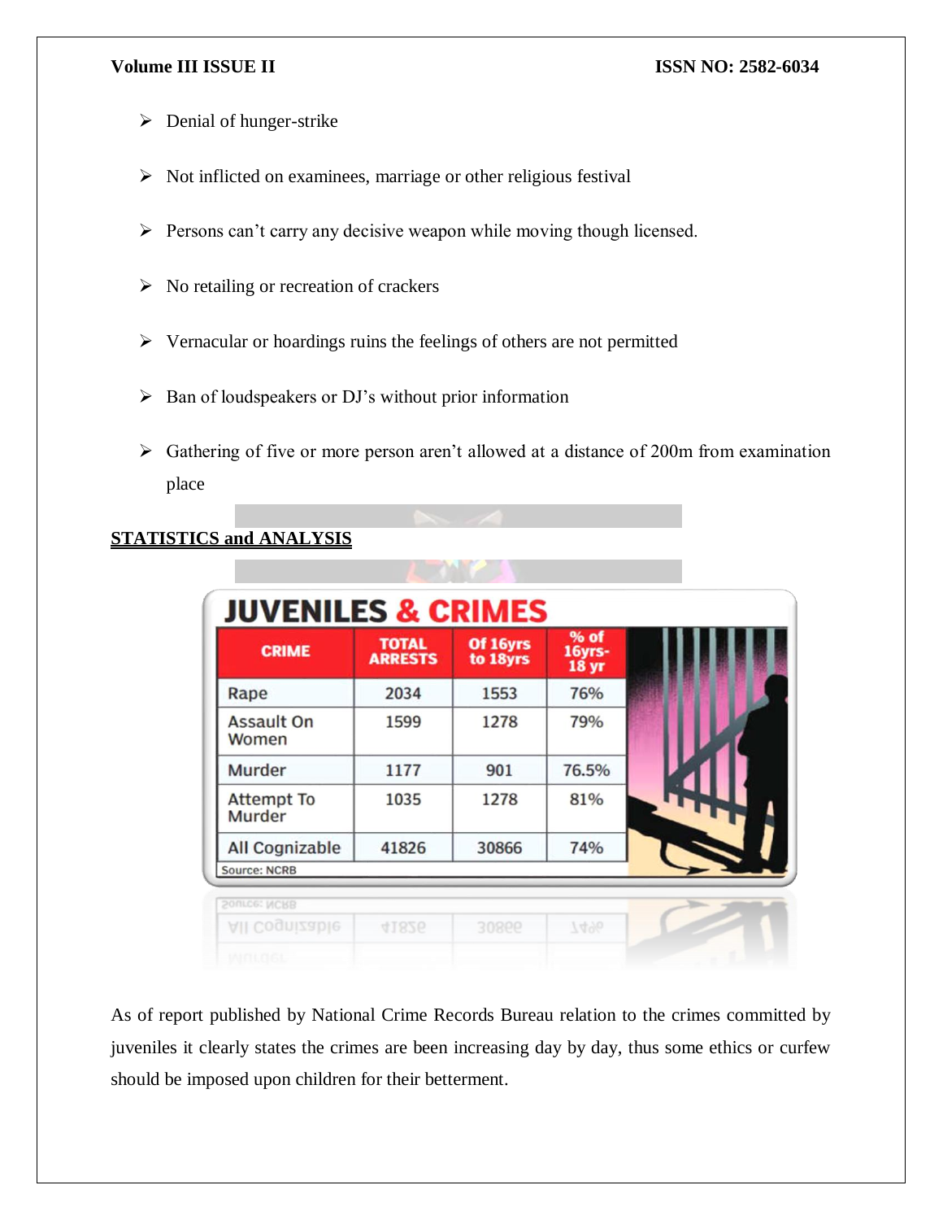- Denial of hunger-strike
- Not inflicted on examinees, marriage or other religious festival
- Persons can't carry any decisive weapon while moving though licensed.
- No retailing or recreation of crackers
- Vernacular or hoardings ruins the feelings of others are not permitted
- Ban of loudspeakers or DJ's without prior information
- Gathering of five or more person aren't allowed at a distance of 200m from examination place

## STATISTICS and ANALYSIS

**JUVENILES & CRIMES**

| CRIME | TOTAL ARRESTS | Of 16yrs to 18yrs | % of 16yrs-18 yr |
|---|---|---|---|
| Rape | 2034 | 1553 | 76% |
| Assault On Women | 1599 | 1278 | 79% |
| Murder | 1177 | 901 | 76.5% |
| Attempt To Murder | 1035 | 1278 | 81% |
| All Cognizable | 41826 | 30866 | 74% |

Source: NCRB

As of report published by National Crime Records Bureau relation to the crimes committed by juveniles it clearly states the crimes are been increasing day by day, thus some ethics or curfew should be imposed upon children for their betterment.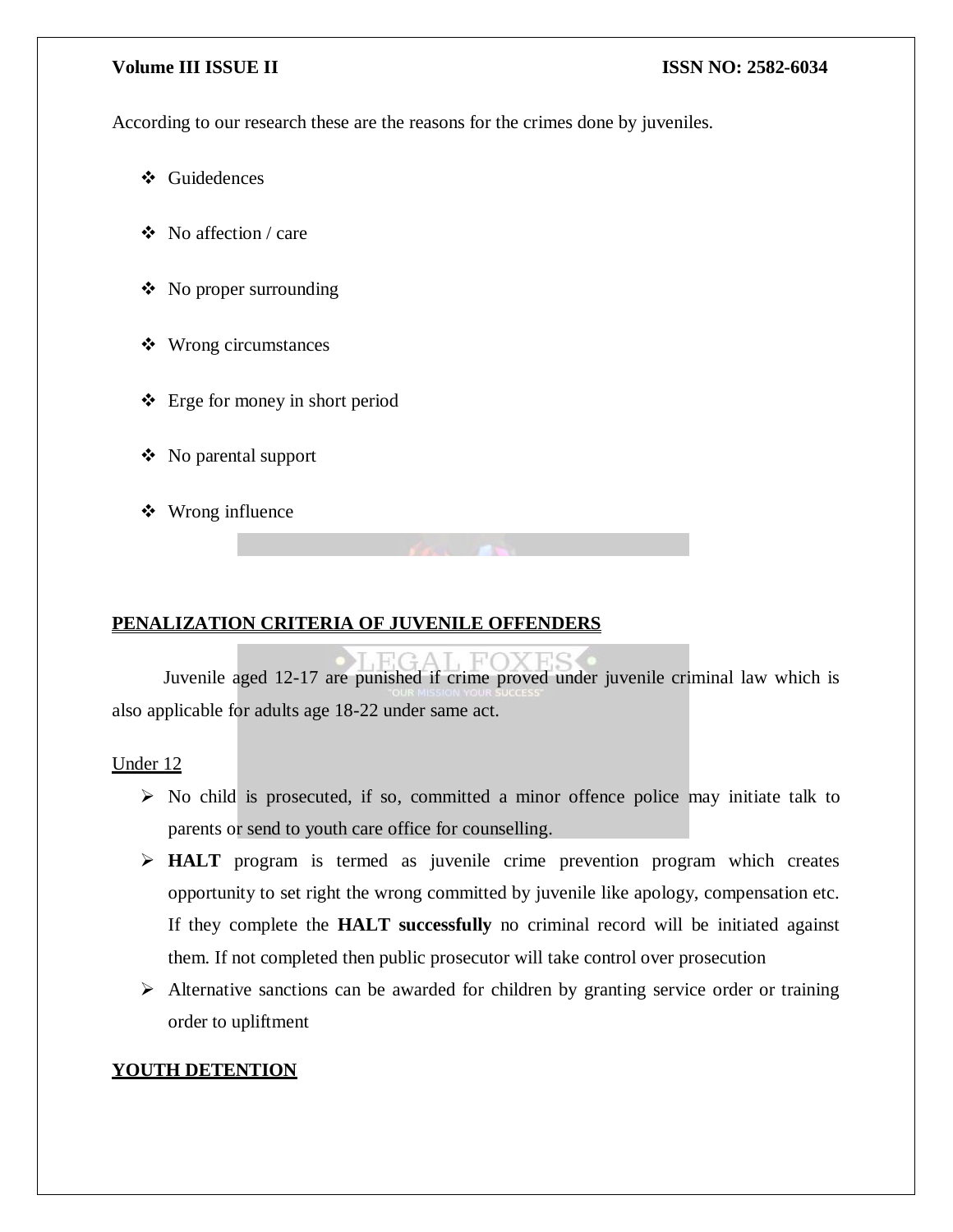According to our research these are the reasons for the crimes done by juveniles.

- Guidedences
- No affection / care
- No proper surrounding
- Wrong circumstances
- Erge for money in short period
- No parental support
- Wrong influence

## PENALIZATION CRITERIA OF JUVENILE OFFENDERS

Juvenile aged 12-17 are punished if crime proved under juvenile criminal law which is also applicable for adults age 18-22 under same act.

Under 12

- No child is prosecuted, if so, committed a minor offence police may initiate talk to parents or send to youth care office for counselling.
- **HALT** program is termed as juvenile crime prevention program which creates opportunity to set right the wrong committed by juvenile like apology, compensation etc. If they complete the **HALT successfully** no criminal record will be initiated against them. If not completed then public prosecutor will take control over prosecution
- Alternative sanctions can be awarded for children by granting service order or training order to upliftment

## YOUTH DETENTION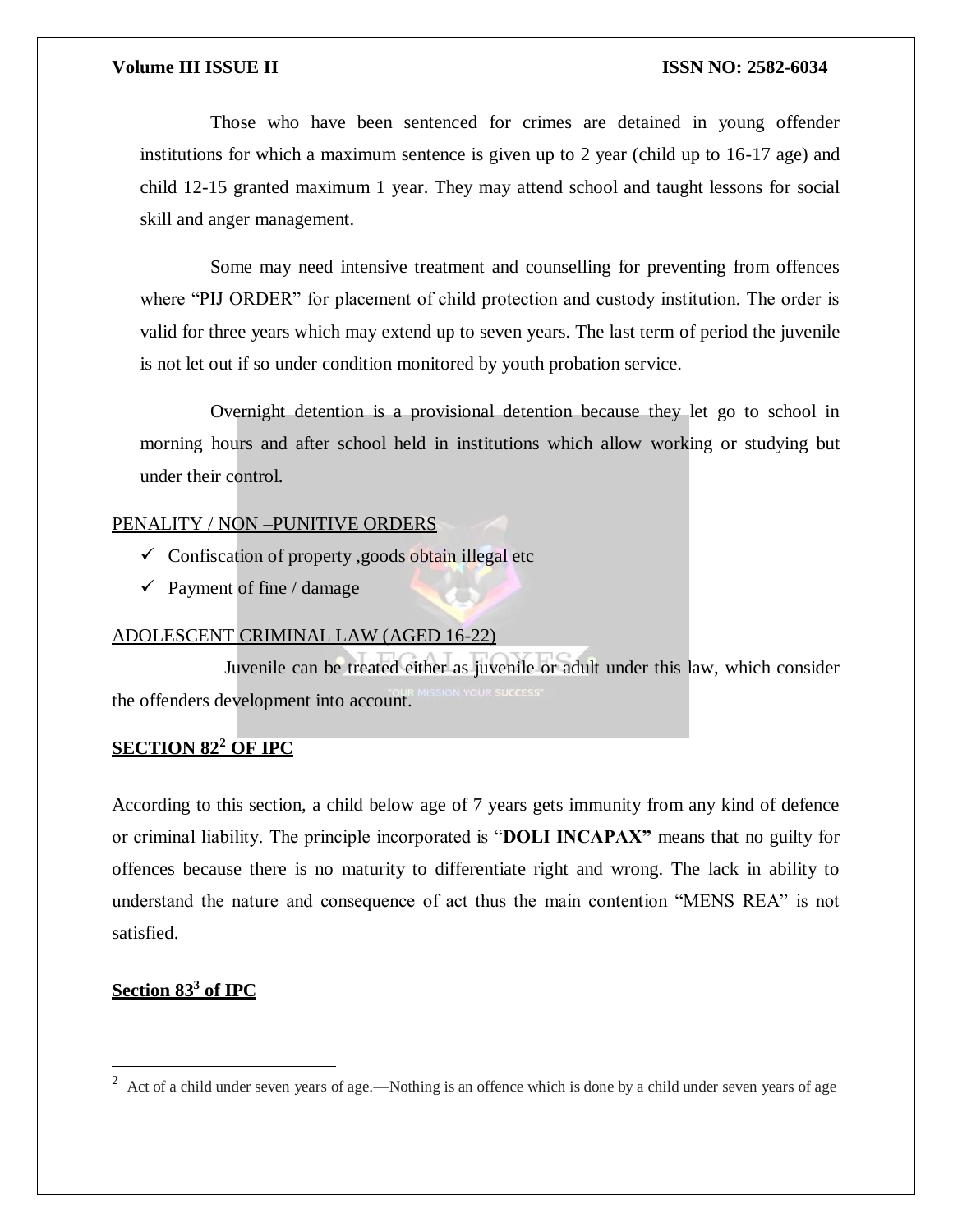Those who have been sentenced for crimes are detained in young offender institutions for which a maximum sentence is given up to 2 year (child up to 16-17 age) and child 12-15 granted maximum 1 year. They may attend school and taught lessons for social skill and anger management.

Some may need intensive treatment and counselling for preventing from offences where "PIJ ORDER" for placement of child protection and custody institution. The order is valid for three years which may extend up to seven years. The last term of period the juvenile is not let out if so under condition monitored by youth probation service.

Overnight detention is a provisional detention because they let go to school in morning hours and after school held in institutions which allow working or studying but under their control.

PENALITY / NON –PUNITIVE ORDERS

- ✓ Confiscation of property ,goods obtain illegal etc
- ✓ Payment of fine / damage

ADOLESCENT CRIMINAL LAW (AGED 16-22)

Juvenile can be treated either as juvenile or adult under this law, which consider the offenders development into account.

## SECTION 82[2] OF IPC

According to this section, a child below age of 7 years gets immunity from any kind of defence or criminal liability. The principle incorporated is "**DOLI INCAPAX"** means that no guilty for offences because there is no maturity to differentiate right and wrong. The lack in ability to understand the nature and consequence of act thus the main contention "MENS REA" is not satisfied.

## Section 83[3] of IPC

---

[2] Act of a child under seven years of age.—Nothing is an offence which is done by a child under seven years of age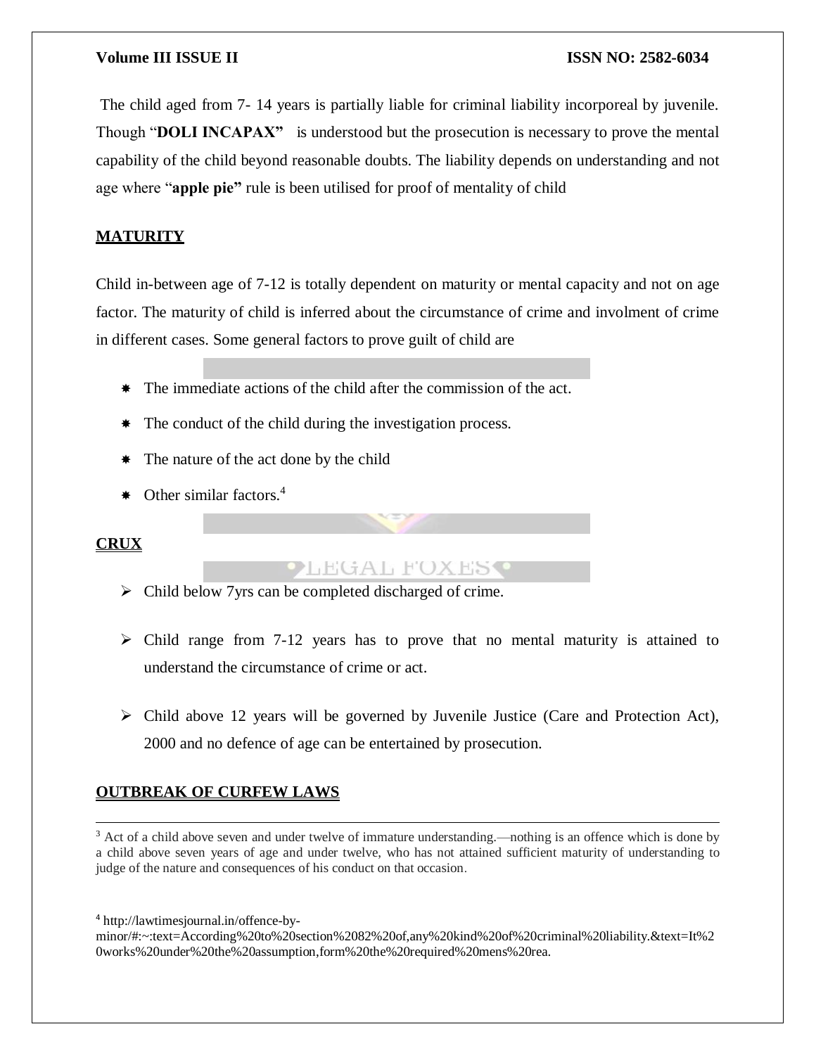The child aged from 7- 14 years is partially liable for criminal liability incorporeal by juvenile. Though "**DOLI INCAPAX**" is understood but the prosecution is necessary to prove the mental capability of the child beyond reasonable doubts. The liability depends on understanding and not age where "**apple pie**" rule is been utilised for proof of mentality of child

## MATURITY

Child in-between age of 7-12 is totally dependent on maturity or mental capacity and not on age factor. The maturity of child is inferred about the circumstance of crime and involment of crime in different cases. Some general factors to prove guilt of child are

- The immediate actions of the child after the commission of the act.
- The conduct of the child during the investigation process.
- The nature of the act done by the child
- Other similar factors.[4]

## CRUX

- Child below 7yrs can be completed discharged of crime.
- Child range from 7-12 years has to prove that no mental maturity is attained to understand the circumstance of crime or act.
- Child above 12 years will be governed by Juvenile Justice (Care and Protection Act), 2000 and no defence of age can be entertained by prosecution.

## OUTBREAK OF CURFEW LAWS

---

[3] Act of a child above seven and under twelve of immature understanding.—nothing is an offence which is done by a child above seven years of age and under twelve, who has not attained sufficient maturity of understanding to judge of the nature and consequences of his conduct on that occasion.

[4] http://lawtimesjournal.in/offence-by-minor/#:~:text=According%20to%20section%2082%20of,any%20kind%20of%20criminal%20liability.&text=It%20works%20under%20the%20assumption,form%20the%20required%20mens%20rea.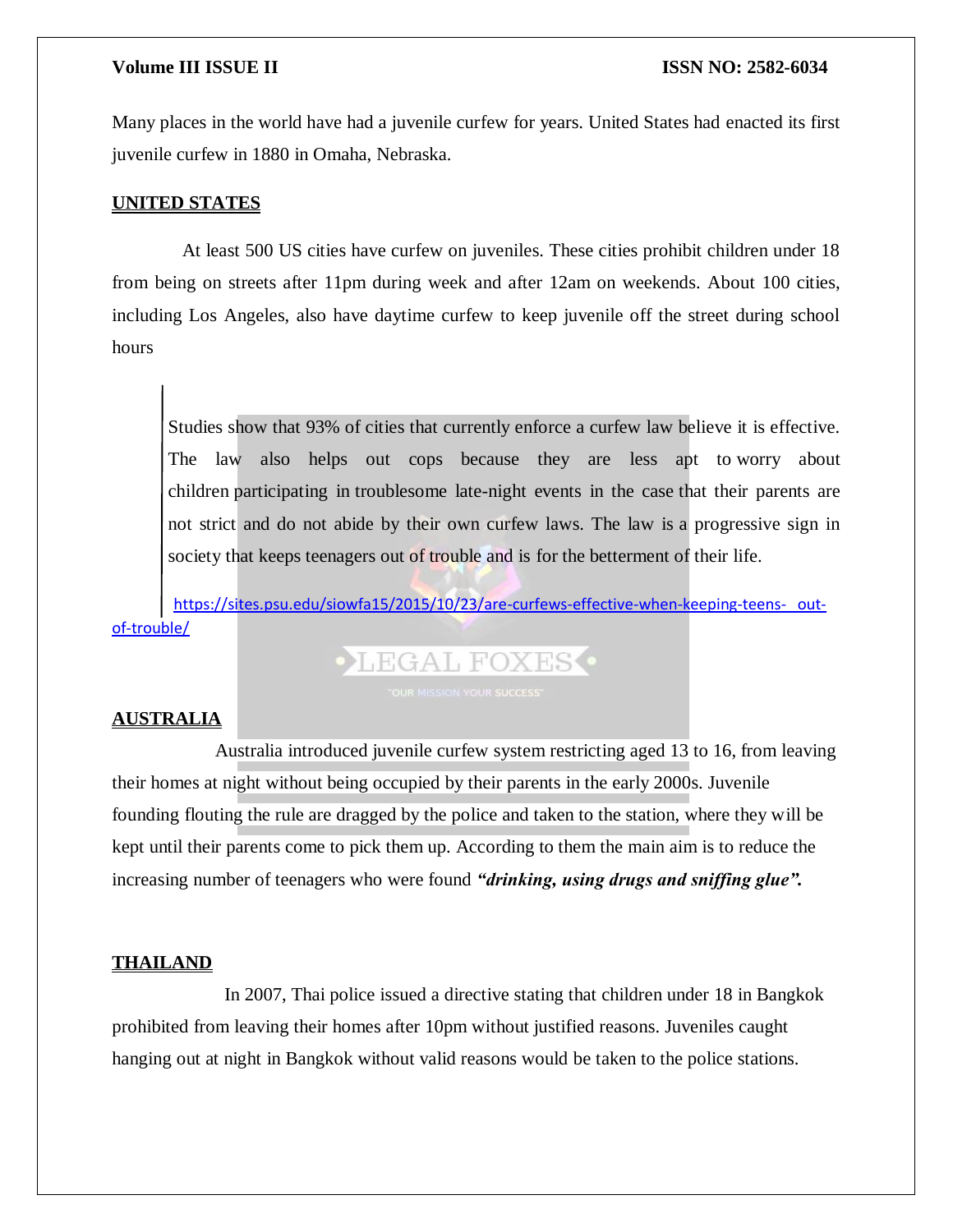Many places in the world have had a juvenile curfew for years. United States had enacted its first juvenile curfew in 1880 in Omaha, Nebraska.

## UNITED STATES

At least 500 US cities have curfew on juveniles. These cities prohibit children under 18 from being on streets after 11pm during week and after 12am on weekends. About 100 cities, including Los Angeles, also have daytime curfew to keep juvenile off the street during school hours

> Studies show that 93% of cities that currently enforce a curfew law believe it is effective. The law also helps out cops because they are less apt to worry about children participating in troublesome late-night events in the case that their parents are not strict and do not abide by their own curfew laws. The law is a progressive sign in society that keeps teenagers out of trouble and is for the betterment of their life.

https://sites.psu.edu/siowfa15/2015/10/23/are-curfews-effective-when-keeping-teens- out-of-trouble/

## AUSTRALIA

Australia introduced juvenile curfew system restricting aged 13 to 16, from leaving their homes at night without being occupied by their parents in the early 2000s. Juvenile founding flouting the rule are dragged by the police and taken to the station, where they will be kept until their parents come to pick them up. According to them the main aim is to reduce the increasing number of teenagers who were found ***"drinking, using drugs and sniffing glue".***

## THAILAND

In 2007, Thai police issued a directive stating that children under 18 in Bangkok prohibited from leaving their homes after 10pm without justified reasons. Juveniles caught hanging out at night in Bangkok without valid reasons would be taken to the police stations.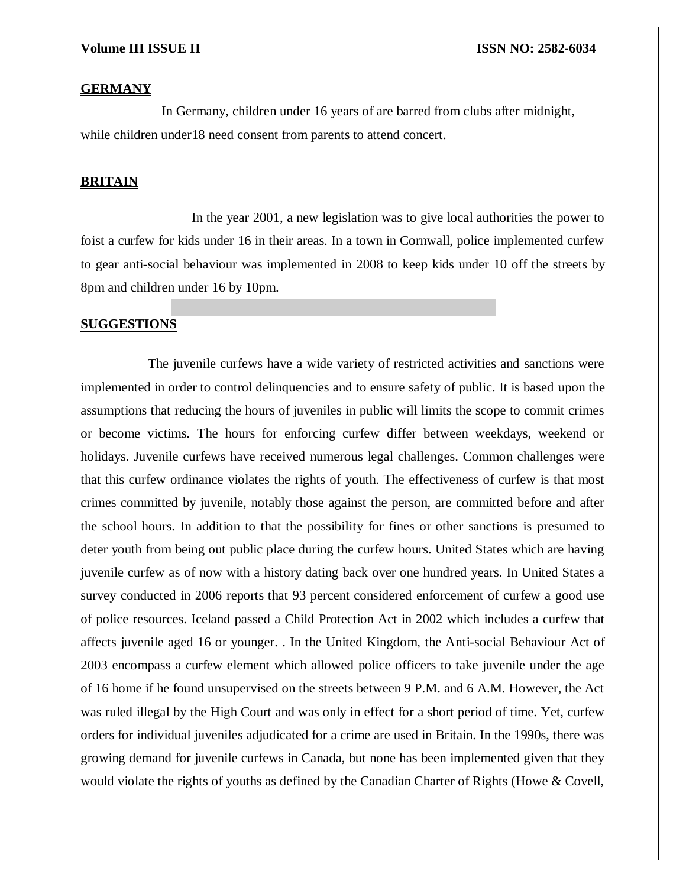## GERMANY

In Germany, children under 16 years of are barred from clubs after midnight, while children under18 need consent from parents to attend concert.

## BRITAIN

In the year 2001, a new legislation was to give local authorities the power to foist a curfew for kids under 16 in their areas. In a town in Cornwall, police implemented curfew to gear anti-social behaviour was implemented in 2008 to keep kids under 10 off the streets by 8pm and children under 16 by 10pm.

## SUGGESTIONS

The juvenile curfews have a wide variety of restricted activities and sanctions were implemented in order to control delinquencies and to ensure safety of public. It is based upon the assumptions that reducing the hours of juveniles in public will limits the scope to commit crimes or become victims. The hours for enforcing curfew differ between weekdays, weekend or holidays. Juvenile curfews have received numerous legal challenges. Common challenges were that this curfew ordinance violates the rights of youth. The effectiveness of curfew is that most crimes committed by juvenile, notably those against the person, are committed before and after the school hours. In addition to that the possibility for fines or other sanctions is presumed to deter youth from being out public place during the curfew hours. United States which are having juvenile curfew as of now with a history dating back over one hundred years. In United States a survey conducted in 2006 reports that 93 percent considered enforcement of curfew a good use of police resources. Iceland passed a Child Protection Act in 2002 which includes a curfew that affects juvenile aged 16 or younger. . In the United Kingdom, the Anti-social Behaviour Act of 2003 encompass a curfew element which allowed police officers to take juvenile under the age of 16 home if he found unsupervised on the streets between 9 P.M. and 6 A.M. However, the Act was ruled illegal by the High Court and was only in effect for a short period of time. Yet, curfew orders for individual juveniles adjudicated for a crime are used in Britain. In the 1990s, there was growing demand for juvenile curfews in Canada, but none has been implemented given that they would violate the rights of youths as defined by the Canadian Charter of Rights (Howe & Covell,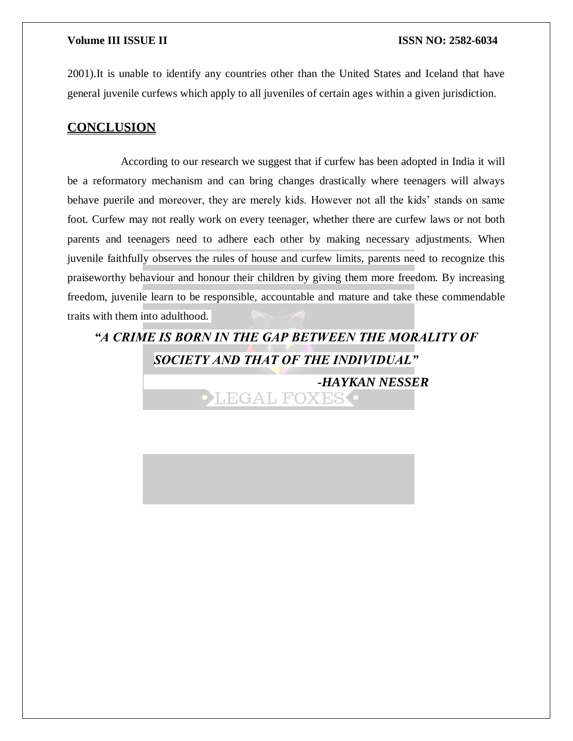2001).It is unable to identify any countries other than the United States and Iceland that have general juvenile curfews which apply to all juveniles of certain ages within a given jurisdiction.

## CONCLUSION

According to our research we suggest that if curfew has been adopted in India it will be a reformatory mechanism and can bring changes drastically where teenagers will always behave puerile and moreover, they are merely kids. However not all the kids' stands on same foot. Curfew may not really work on every teenager, whether there are curfew laws or not both parents and teenagers need to adhere each other by making necessary adjustments. When juvenile faithfully observes the rules of house and curfew limits, parents need to recognize this praiseworthy behaviour and honour their children by giving them more freedom. By increasing freedom, juvenile learn to be responsible, accountable and mature and take these commendable traits with them into adulthood.

***"A CRIME IS BORN IN THE GAP BETWEEN THE MORALITY OF SOCIETY AND THAT OF THE INDIVIDUAL"***

***-HAYKAN NESSER***